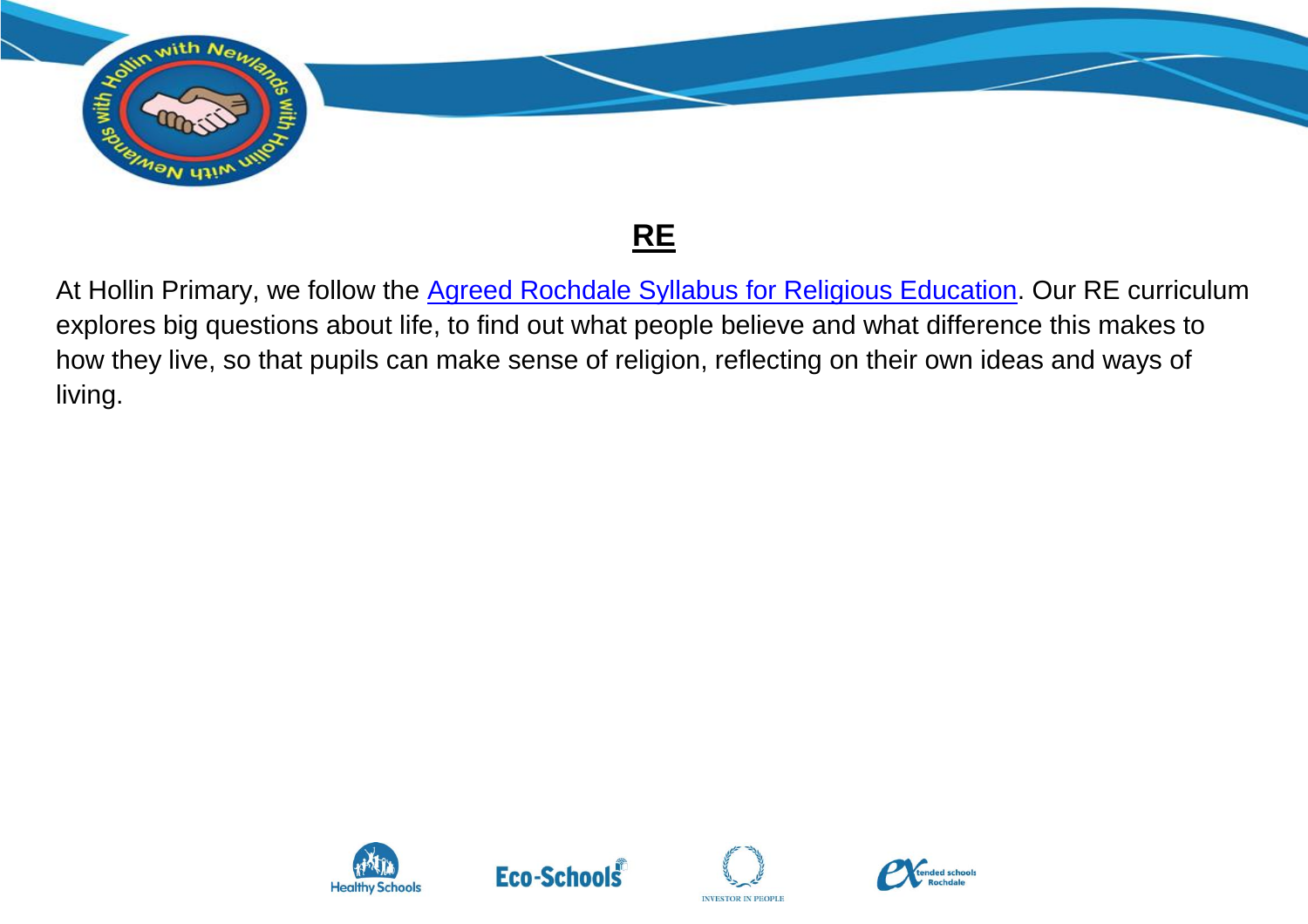# RE

At Hollin Primary, we follow the Agreed Rochdale Syllabus for Religious Education. Our RE curriculum explores big questions about life, to find out what people believe and what difference this makes to how they live, so that pupils can make sense of religion, reflecting on their own ideas and ways of living.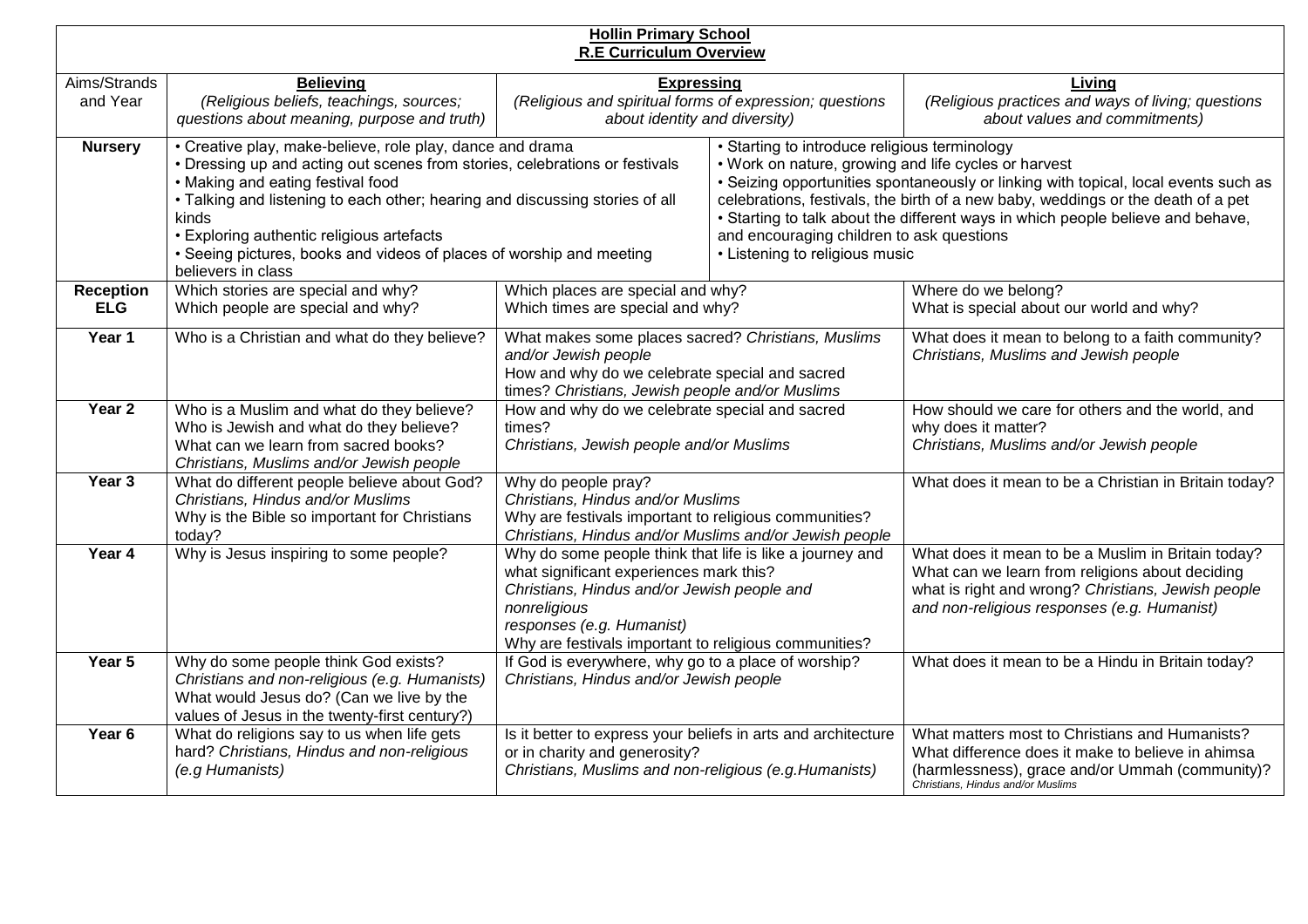**Hollin Primary School**
**R.E Curriculum Overview**

| Aims/Strands and Year | **Believing** *(Religious beliefs, teachings, sources; questions about meaning, purpose and truth)* | **Expressing** *(Religious and spiritual forms of expression; questions about identity and diversity)* | | **Living** *(Religious practices and ways of living; questions about values and commitments)* |
|---|---|---|---|---|
| **Nursery** | • Creative play, make-believe, role play, dance and drama<br>• Dressing up and acting out scenes from stories, celebrations or festivals<br>• Making and eating festival food<br>• Talking and listening to each other; hearing and discussing stories of all kinds<br>• Exploring authentic religious artefacts<br>• Seeing pictures, books and videos of places of worship and meeting believers in class | | • Starting to introduce religious terminology<br>• Work on nature, growing and life cycles or harvest<br>• Seizing opportunities spontaneously or linking with topical, local events such as celebrations, festivals, the birth of a new baby, weddings or the death of a pet<br>• Starting to talk about the different ways in which people believe and behave, and encouraging children to ask questions<br>• Listening to religious music | |
| **Reception ELG** | Which stories are special and why?<br>Which people are special and why? | Which places are special and why?<br>Which times are special and why? | | Where do we belong?<br>What is special about our world and why? |
| **Year 1** | Who is a Christian and what do they believe? | What makes some places sacred? *Christians, Muslims and/or Jewish people*<br>How and why do we celebrate special and sacred times? *Christians, Jewish people and/or Muslims* | | What does it mean to belong to a faith community? *Christians, Muslims and Jewish people* |
| **Year 2** | Who is a Muslim and what do they believe?<br>Who is Jewish and what do they believe?<br>What can we learn from sacred books?<br>*Christians, Muslims and/or Jewish people* | How and why do we celebrate special and sacred times?<br>*Christians, Jewish people and/or Muslims* | | How should we care for others and the world, and why does it matter?<br>*Christians, Muslims and/or Jewish people* |
| **Year 3** | What do different people believe about God?<br>*Christians, Hindus and/or Muslims*<br>Why is the Bible so important for Christians today? | Why do people pray?<br>*Christians, Hindus and/or Muslims*<br>Why are festivals important to religious communities?<br>*Christians, Hindus and/or Muslims and/or Jewish people* | | What does it mean to be a Christian in Britain today? |
| **Year 4** | Why is Jesus inspiring to some people? | Why do some people think that life is like a journey and what significant experiences mark this?<br>*Christians, Hindus and/or Jewish people and nonreligious responses (e.g. Humanist)*<br>Why are festivals important to religious communities? | | What does it mean to be a Muslim in Britain today?<br>What can we learn from religions about deciding what is right and wrong? *Christians, Jewish people and non-religious responses (e.g. Humanist)* |
| **Year 5** | Why do some people think God exists?<br>*Christians and non-religious (e.g. Humanists)*<br>What would Jesus do? (Can we live by the values of Jesus in the twenty-first century?) | If God is everywhere, why go to a place of worship?<br>*Christians, Hindus and/or Jewish people* | | What does it mean to be a Hindu in Britain today? |
| **Year 6** | What do religions say to us when life gets hard? *Christians, Hindus and non-religious (e.g Humanists)* | Is it better to express your beliefs in arts and architecture or in charity and generosity?<br>*Christians, Muslims and non-religious (e.g.Humanists)* | | What matters most to Christians and Humanists?<br>What difference does it make to believe in ahimsa (harmlessness), grace and/or Ummah (community)?<br>*Christians, Hindus and/or Muslims* |